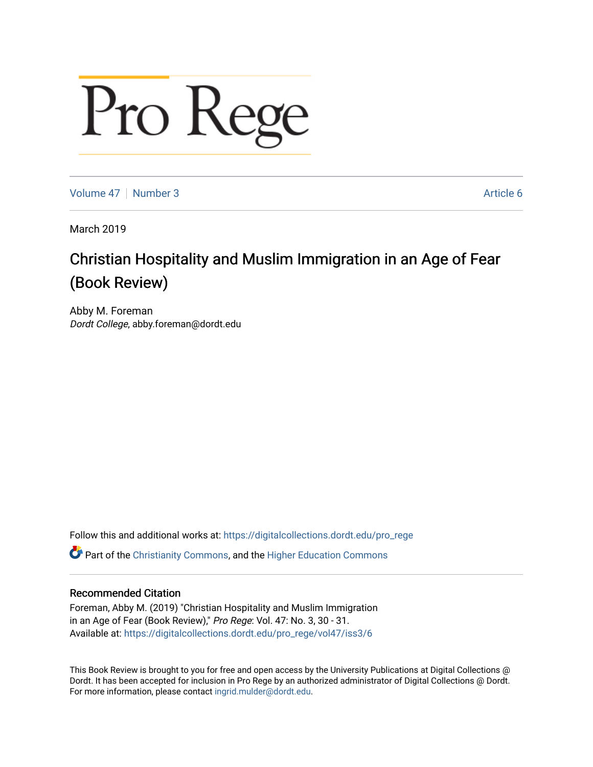# Pro Rege

Volume 47 | Number 3 Article 6

March 2019

## Christian Hospitality and Muslim Immigration in an Age of Fear (Book Review)

Abby M. Foreman
*Dordt College*, abby.foreman@dordt.edu

Follow this and additional works at: https://digitalcollections.dordt.edu/pro_rege

Part of the Christianity Commons, and the Higher Education Commons

### Recommended Citation

Foreman, Abby M. (2019) "Christian Hospitality and Muslim Immigration in an Age of Fear (Book Review)," *Pro Rege*: Vol. 47: No. 3, 30 - 31.
Available at: https://digitalcollections.dordt.edu/pro_rege/vol47/iss3/6

This Book Review is brought to you for free and open access by the University Publications at Digital Collections @ Dordt. It has been accepted for inclusion in Pro Rege by an authorized administrator of Digital Collections @ Dordt. For more information, please contact ingrid.mulder@dordt.edu.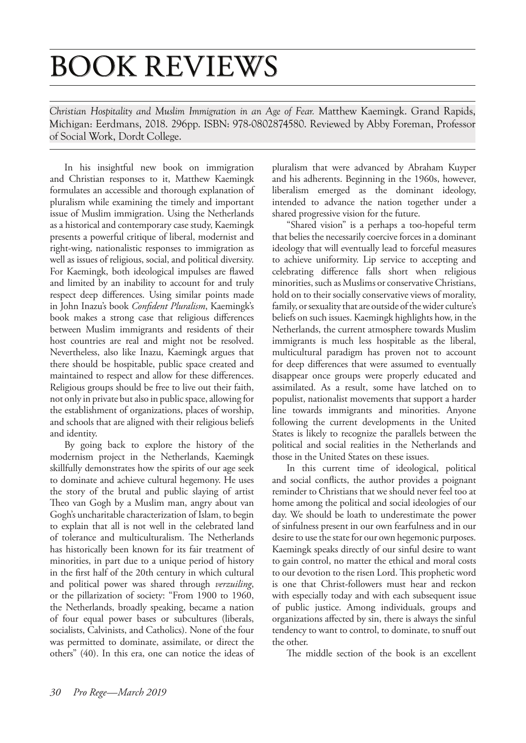# BOOK REVIEWS

*Christian Hospitality and Muslim Immigration in an Age of Fear.* Matthew Kaemingk. Grand Rapids, Michigan: Eerdmans, 2018. 296pp. ISBN: 978-0802874580. Reviewed by Abby Foreman, Professor of Social Work, Dordt College.

In his insightful new book on immigration and Christian responses to it, Matthew Kaemingk formulates an accessible and thorough explanation of pluralism while examining the timely and important issue of Muslim immigration. Using the Netherlands as a historical and contemporary case study, Kaemingk presents a powerful critique of liberal, modernist and right-wing, nationalistic responses to immigration as well as issues of religious, social, and political diversity. For Kaemingk, both ideological impulses are flawed and limited by an inability to account for and truly respect deep differences. Using similar points made in John Inazu's book *Confident Pluralism*, Kaemingk's book makes a strong case that religious differences between Muslim immigrants and residents of their host countries are real and might not be resolved. Nevertheless, also like Inazu, Kaemingk argues that there should be hospitable, public space created and maintained to respect and allow for these differences. Religious groups should be free to live out their faith, not only in private but also in public space, allowing for the establishment of organizations, places of worship, and schools that are aligned with their religious beliefs and identity.

By going back to explore the history of the modernism project in the Netherlands, Kaemingk skillfully demonstrates how the spirits of our age seek to dominate and achieve cultural hegemony. He uses the story of the brutal and public slaying of artist Theo van Gogh by a Muslim man, angry about van Gogh's uncharitable characterization of Islam, to begin to explain that all is not well in the celebrated land of tolerance and multiculturalism. The Netherlands has historically been known for its fair treatment of minorities, in part due to a unique period of history in the first half of the 20th century in which cultural and political power was shared through *verzuiling*, or the pillarization of society: "From 1900 to 1960, the Netherlands, broadly speaking, became a nation of four equal power bases or subcultures (liberals, socialists, Calvinists, and Catholics). None of the four was permitted to dominate, assimilate, or direct the others" (40). In this era, one can notice the ideas of pluralism that were advanced by Abraham Kuyper and his adherents. Beginning in the 1960s, however, liberalism emerged as the dominant ideology, intended to advance the nation together under a shared progressive vision for the future.

"Shared vision" is a perhaps a too-hopeful term that belies the necessarily coercive forces in a dominant ideology that will eventually lead to forceful measures to achieve uniformity. Lip service to accepting and celebrating difference falls short when religious minorities, such as Muslims or conservative Christians, hold on to their socially conservative views of morality, family, or sexuality that are outside of the wider culture's beliefs on such issues. Kaemingk highlights how, in the Netherlands, the current atmosphere towards Muslim immigrants is much less hospitable as the liberal, multicultural paradigm has proven not to account for deep differences that were assumed to eventually disappear once groups were properly educated and assimilated. As a result, some have latched on to populist, nationalist movements that support a harder line towards immigrants and minorities. Anyone following the current developments in the United States is likely to recognize the parallels between the political and social realities in the Netherlands and those in the United States on these issues.

In this current time of ideological, political and social conflicts, the author provides a poignant reminder to Christians that we should never feel too at home among the political and social ideologies of our day. We should be loath to underestimate the power of sinfulness present in our own fearfulness and in our desire to use the state for our own hegemonic purposes. Kaemingk speaks directly of our sinful desire to want to gain control, no matter the ethical and moral costs to our devotion to the risen Lord. This prophetic word is one that Christ-followers must hear and reckon with especially today and with each subsequent issue of public justice. Among individuals, groups and organizations affected by sin, there is always the sinful tendency to want to control, to dominate, to snuff out the other.

The middle section of the book is an excellent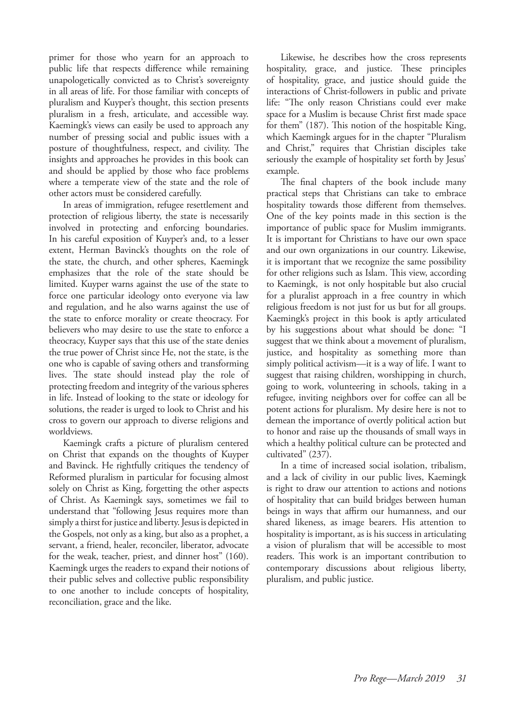primer for those who yearn for an approach to public life that respects difference while remaining unapologetically convicted as to Christ's sovereignty in all areas of life. For those familiar with concepts of pluralism and Kuyper's thought, this section presents pluralism in a fresh, articulate, and accessible way. Kaemingk's views can easily be used to approach any number of pressing social and public issues with a posture of thoughtfulness, respect, and civility. The insights and approaches he provides in this book can and should be applied by those who face problems where a temperate view of the state and the role of other actors must be considered carefully.

In areas of immigration, refugee resettlement and protection of religious liberty, the state is necessarily involved in protecting and enforcing boundaries. In his careful exposition of Kuyper's and, to a lesser extent, Herman Bavinck's thoughts on the role of the state, the church, and other spheres, Kaemingk emphasizes that the role of the state should be limited. Kuyper warns against the use of the state to force one particular ideology onto everyone via law and regulation, and he also warns against the use of the state to enforce morality or create theocracy. For believers who may desire to use the state to enforce a theocracy, Kuyper says that this use of the state denies the true power of Christ since He, not the state, is the one who is capable of saving others and transforming lives. The state should instead play the role of protecting freedom and integrity of the various spheres in life. Instead of looking to the state or ideology for solutions, the reader is urged to look to Christ and his cross to govern our approach to diverse religions and worldviews.

Kaemingk crafts a picture of pluralism centered on Christ that expands on the thoughts of Kuyper and Bavinck. He rightfully critiques the tendency of Reformed pluralism in particular for focusing almost solely on Christ as King, forgetting the other aspects of Christ. As Kaemingk says, sometimes we fail to understand that "following Jesus requires more than simply a thirst for justice and liberty. Jesus is depicted in the Gospels, not only as a king, but also as a prophet, a servant, a friend, healer, reconciler, liberator, advocate for the weak, teacher, priest, and dinner host" (160). Kaemingk urges the readers to expand their notions of their public selves and collective public responsibility to one another to include concepts of hospitality, reconciliation, grace and the like.

Likewise, he describes how the cross represents hospitality, grace, and justice. These principles of hospitality, grace, and justice should guide the interactions of Christ-followers in public and private life: "The only reason Christians could ever make space for a Muslim is because Christ first made space for them" (187). This notion of the hospitable King, which Kaemingk argues for in the chapter "Pluralism and Christ," requires that Christian disciples take seriously the example of hospitality set forth by Jesus' example.

The final chapters of the book include many practical steps that Christians can take to embrace hospitality towards those different from themselves. One of the key points made in this section is the importance of public space for Muslim immigrants. It is important for Christians to have our own space and our own organizations in our country. Likewise, it is important that we recognize the same possibility for other religions such as Islam. This view, according to Kaemingk, is not only hospitable but also crucial for a pluralist approach in a free country in which religious freedom is not just for us but for all groups. Kaemingk's project in this book is aptly articulated by his suggestions about what should be done: "I suggest that we think about a movement of pluralism, justice, and hospitality as something more than simply political activism—it is a way of life. I want to suggest that raising children, worshipping in church, going to work, volunteering in schools, taking in a refugee, inviting neighbors over for coffee can all be potent actions for pluralism. My desire here is not to demean the importance of overtly political action but to honor and raise up the thousands of small ways in which a healthy political culture can be protected and cultivated" (237).

In a time of increased social isolation, tribalism, and a lack of civility in our public lives, Kaemingk is right to draw our attention to actions and notions of hospitality that can build bridges between human beings in ways that affirm our humanness, and our shared likeness, as image bearers. His attention to hospitality is important, as is his success in articulating a vision of pluralism that will be accessible to most readers. This work is an important contribution to contemporary discussions about religious liberty, pluralism, and public justice.